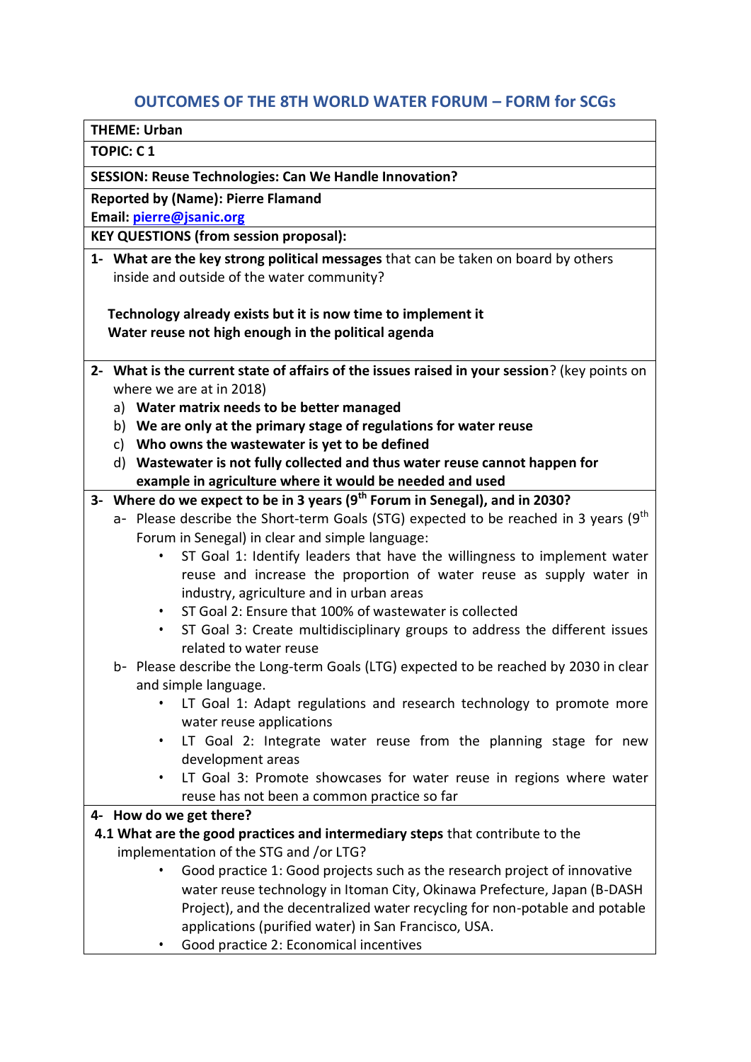# OUTCOMES OF THE 8TH WORLD WATER FORUM – FORM for SCGs

**THEME: Urban**

**TOPIC: C 1**

**SESSION: Reuse Technologies: Can We Handle Innovation?**

**Reported by (Name): Pierre Flamand**
**Email: pierre@jsanic.org**

**KEY QUESTIONS (from session proposal):**

1- **What are the key strong political messages** that can be taken on board by others inside and outside of the water community?

**Technology already exists but it is now time to implement it**
**Water reuse not high enough in the political agenda**

2- **What is the current state of affairs of the issues raised in your session**? (key points on where we are at in 2018)

a) **Water matrix needs to be better managed**
b) **We are only at the primary stage of regulations for water reuse**
c) **Who owns the wastewater is yet to be defined**
d) **Wastewater is not fully collected and thus water reuse cannot happen for example in agriculture where it would be needed and used**

3- **Where do we expect to be in 3 years (9th Forum in Senegal), and in 2030?**

a- Please describe the Short-term Goals (STG) expected to be reached in 3 years (9th Forum in Senegal) in clear and simple language:

- ST Goal 1: Identify leaders that have the willingness to implement water reuse and increase the proportion of water reuse as supply water in industry, agriculture and in urban areas
- ST Goal 2: Ensure that 100% of wastewater is collected
- ST Goal 3: Create multidisciplinary groups to address the different issues related to water reuse

b- Please describe the Long-term Goals (LTG) expected to be reached by 2030 in clear and simple language.

- LT Goal 1: Adapt regulations and research technology to promote more water reuse applications
- LT Goal 2: Integrate water reuse from the planning stage for new development areas
- LT Goal 3: Promote showcases for water reuse in regions where water reuse has not been a common practice so far

4- **How do we get there?**

**4.1 What are the good practices and intermediary steps** that contribute to the implementation of the STG and /or LTG?

- Good practice 1: Good projects such as the research project of innovative water reuse technology in Itoman City, Okinawa Prefecture, Japan (B-DASH Project), and the decentralized water recycling for non-potable and potable applications (purified water) in San Francisco, USA.
- Good practice 2: Economical incentives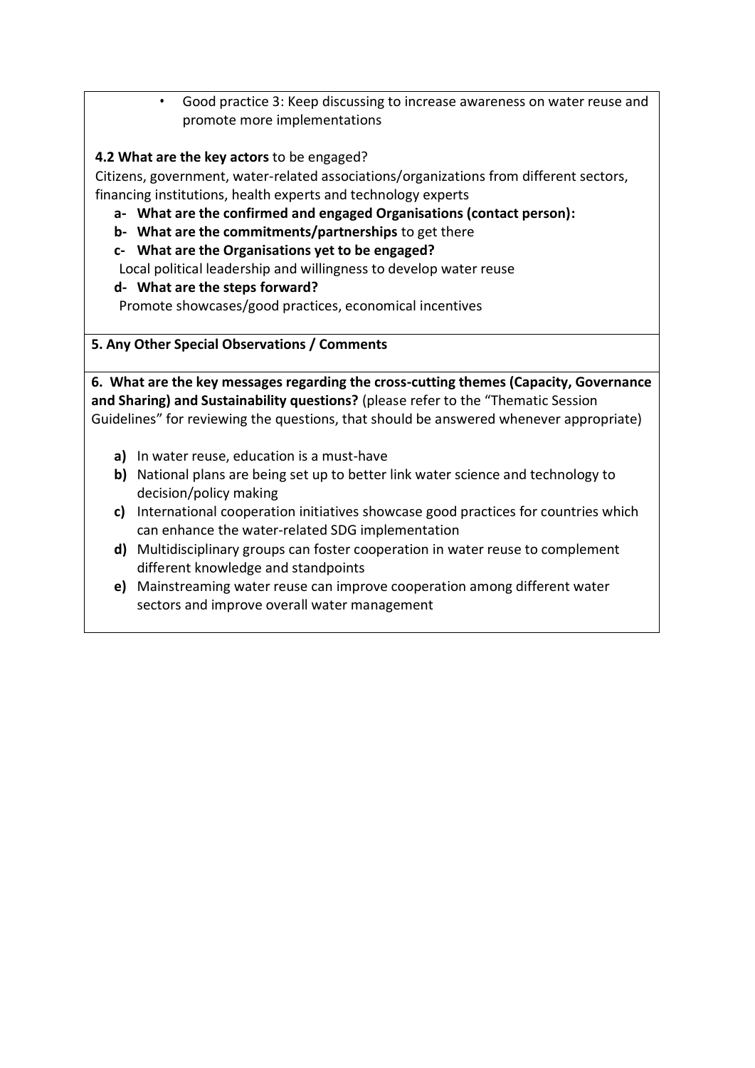- Good practice 3: Keep discussing to increase awareness on water reuse and promote more implementations

**4.2 What are the key actors** to be engaged?

Citizens, government, water-related associations/organizations from different sectors, financing institutions, health experts and technology experts

- **a- What are the confirmed and engaged Organisations (contact person):**
- **b- What are the commitments/partnerships** to get there
- **c- What are the Organisations yet to be engaged?**
  Local political leadership and willingness to develop water reuse
- **d- What are the steps forward?**
  Promote showcases/good practices, economical incentives

**5. Any Other Special Observations / Comments**

**6. What are the key messages regarding the cross-cutting themes (Capacity, Governance and Sharing) and Sustainability questions?** (please refer to the "Thematic Session Guidelines" for reviewing the questions, that should be answered whenever appropriate)

- **a)** In water reuse, education is a must-have
- **b)** National plans are being set up to better link water science and technology to decision/policy making
- **c)** International cooperation initiatives showcase good practices for countries which can enhance the water-related SDG implementation
- **d)** Multidisciplinary groups can foster cooperation in water reuse to complement different knowledge and standpoints
- **e)** Mainstreaming water reuse can improve cooperation among different water sectors and improve overall water management